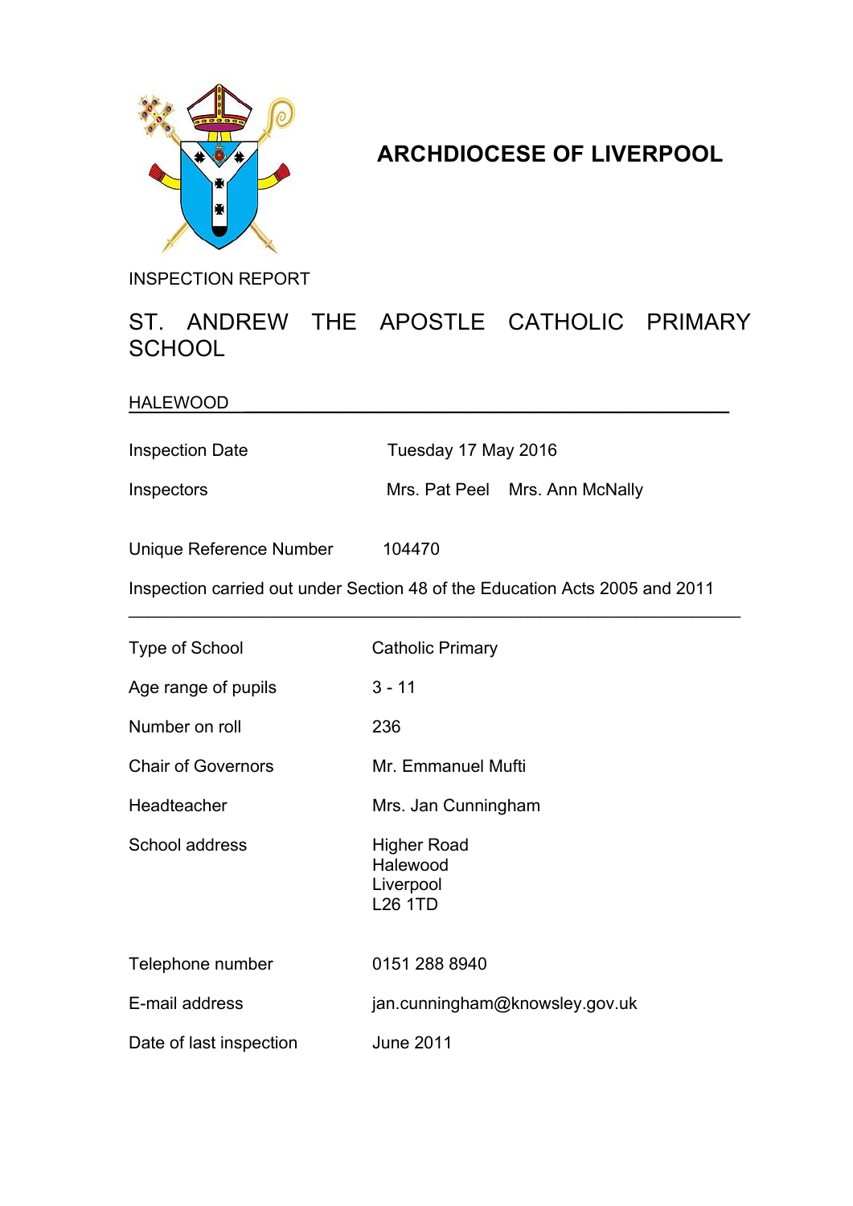# ARCHDIOCESE OF LIVERPOOL

INSPECTION REPORT

## ST. ANDREW THE APOSTLE CATHOLIC PRIMARY SCHOOL

HALEWOOD

| | |
|---|---|
| Inspection Date | Tuesday 17 May 2016 |
| Inspectors | Mrs. Pat Peel Mrs. Ann McNally |
| Unique Reference Number | 104470 |

Inspection carried out under Section 48 of the Education Acts 2005 and 2011

| | |
|---|---|
| Type of School | Catholic Primary |
| Age range of pupils | 3 - 11 |
| Number on roll | 236 |
| Chair of Governors | Mr. Emmanuel Mufti |
| Headteacher | Mrs. Jan Cunningham |
| School address | Higher Road<br>Halewood<br>Liverpool<br>L26 1TD |
| Telephone number | 0151 288 8940 |
| E-mail address | jan.cunningham@knowsley.gov.uk |
| Date of last inspection | June 2011 |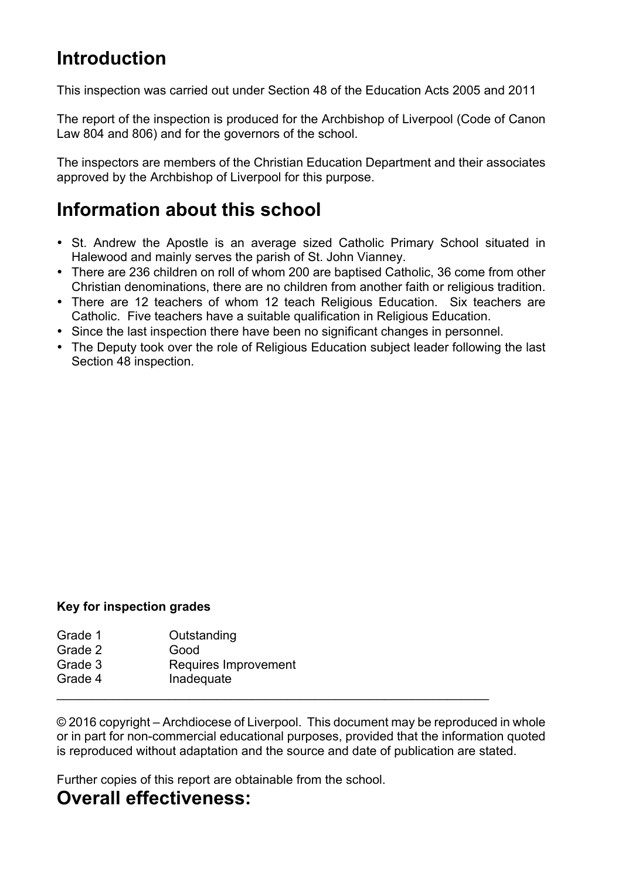## Introduction

This inspection was carried out under Section 48 of the Education Acts 2005 and 2011

The report of the inspection is produced for the Archbishop of Liverpool (Code of Canon Law 804 and 806) and for the governors of the school.

The inspectors are members of the Christian Education Department and their associates approved by the Archbishop of Liverpool for this purpose.

## Information about this school

- St. Andrew the Apostle is an average sized Catholic Primary School situated in Halewood and mainly serves the parish of St. John Vianney.
- There are 236 children on roll of whom 200 are baptised Catholic, 36 come from other Christian denominations, there are no children from another faith or religious tradition.
- There are 12 teachers of whom 12 teach Religious Education. Six teachers are Catholic. Five teachers have a suitable qualification in Religious Education.
- Since the last inspection there have been no significant changes in personnel.
- The Deputy took over the role of Religious Education subject leader following the last Section 48 inspection.

**Key for inspection grades**

| | |
|---|---|
| Grade 1 | Outstanding |
| Grade 2 | Good |
| Grade 3 | Requires Improvement |
| Grade 4 | Inadequate |

© 2016 copyright – Archdiocese of Liverpool. This document may be reproduced in whole or in part for non-commercial educational purposes, provided that the information quoted is reproduced without adaptation and the source and date of publication are stated.

Further copies of this report are obtainable from the school.

## Overall effectiveness: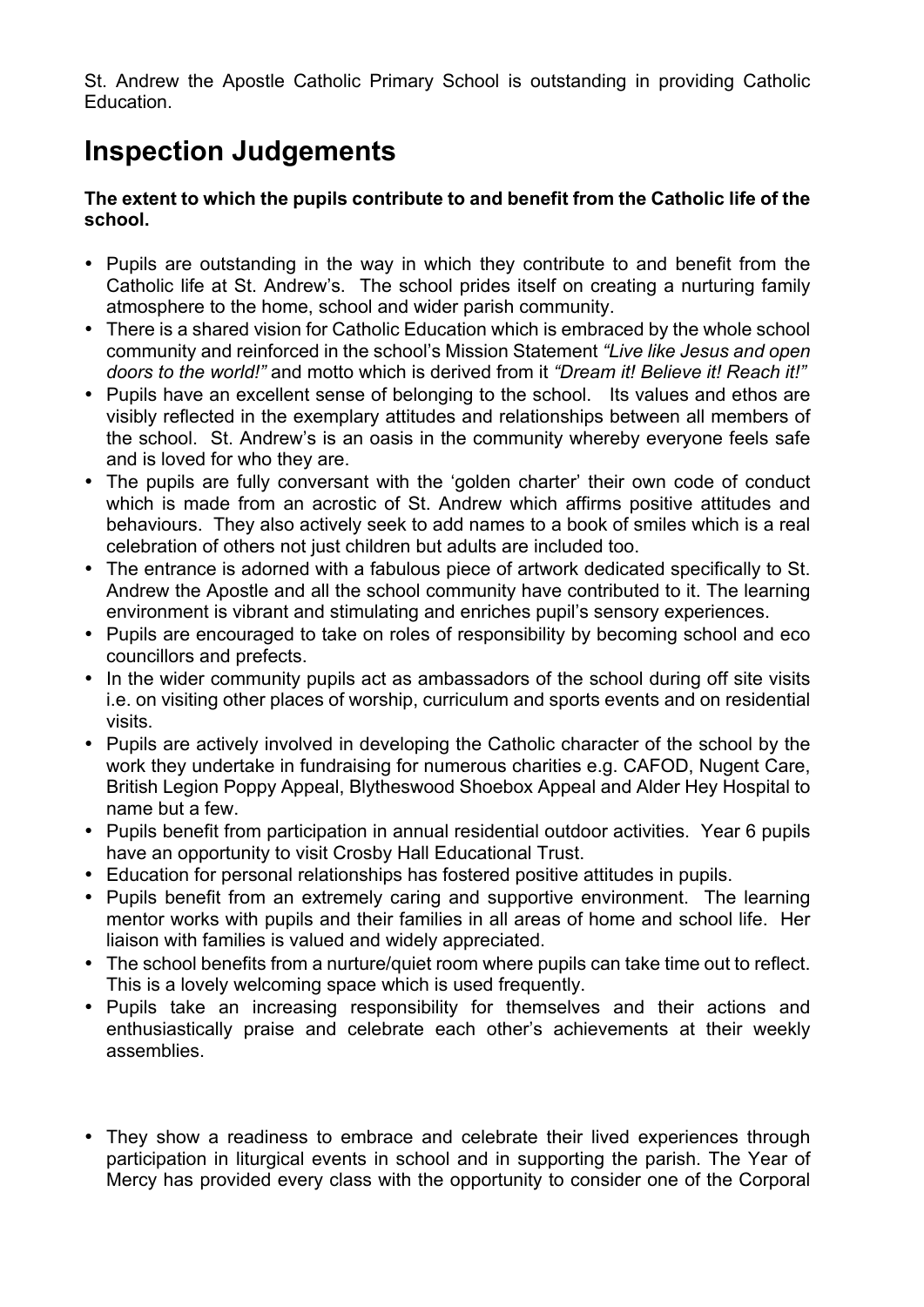St. Andrew the Apostle Catholic Primary School is outstanding in providing Catholic Education.

# Inspection Judgements

**The extent to which the pupils contribute to and benefit from the Catholic life of the school.**

- Pupils are outstanding in the way in which they contribute to and benefit from the Catholic life at St. Andrew's. The school prides itself on creating a nurturing family atmosphere to the home, school and wider parish community.
- There is a shared vision for Catholic Education which is embraced by the whole school community and reinforced in the school's Mission Statement *"Live like Jesus and open doors to the world!"* and motto which is derived from it *"Dream it! Believe it! Reach it!"*
- Pupils have an excellent sense of belonging to the school. Its values and ethos are visibly reflected in the exemplary attitudes and relationships between all members of the school. St. Andrew's is an oasis in the community whereby everyone feels safe and is loved for who they are.
- The pupils are fully conversant with the 'golden charter' their own code of conduct which is made from an acrostic of St. Andrew which affirms positive attitudes and behaviours. They also actively seek to add names to a book of smiles which is a real celebration of others not just children but adults are included too.
- The entrance is adorned with a fabulous piece of artwork dedicated specifically to St. Andrew the Apostle and all the school community have contributed to it. The learning environment is vibrant and stimulating and enriches pupil's sensory experiences.
- Pupils are encouraged to take on roles of responsibility by becoming school and eco councillors and prefects.
- In the wider community pupils act as ambassadors of the school during off site visits i.e. on visiting other places of worship, curriculum and sports events and on residential visits.
- Pupils are actively involved in developing the Catholic character of the school by the work they undertake in fundraising for numerous charities e.g. CAFOD, Nugent Care, British Legion Poppy Appeal, Blytheswood Shoebox Appeal and Alder Hey Hospital to name but a few.
- Pupils benefit from participation in annual residential outdoor activities. Year 6 pupils have an opportunity to visit Crosby Hall Educational Trust.
- Education for personal relationships has fostered positive attitudes in pupils.
- Pupils benefit from an extremely caring and supportive environment. The learning mentor works with pupils and their families in all areas of home and school life. Her liaison with families is valued and widely appreciated.
- The school benefits from a nurture/quiet room where pupils can take time out to reflect. This is a lovely welcoming space which is used frequently.
- Pupils take an increasing responsibility for themselves and their actions and enthusiastically praise and celebrate each other's achievements at their weekly assemblies.
- They show a readiness to embrace and celebrate their lived experiences through participation in liturgical events in school and in supporting the parish. The Year of Mercy has provided every class with the opportunity to consider one of the Corporal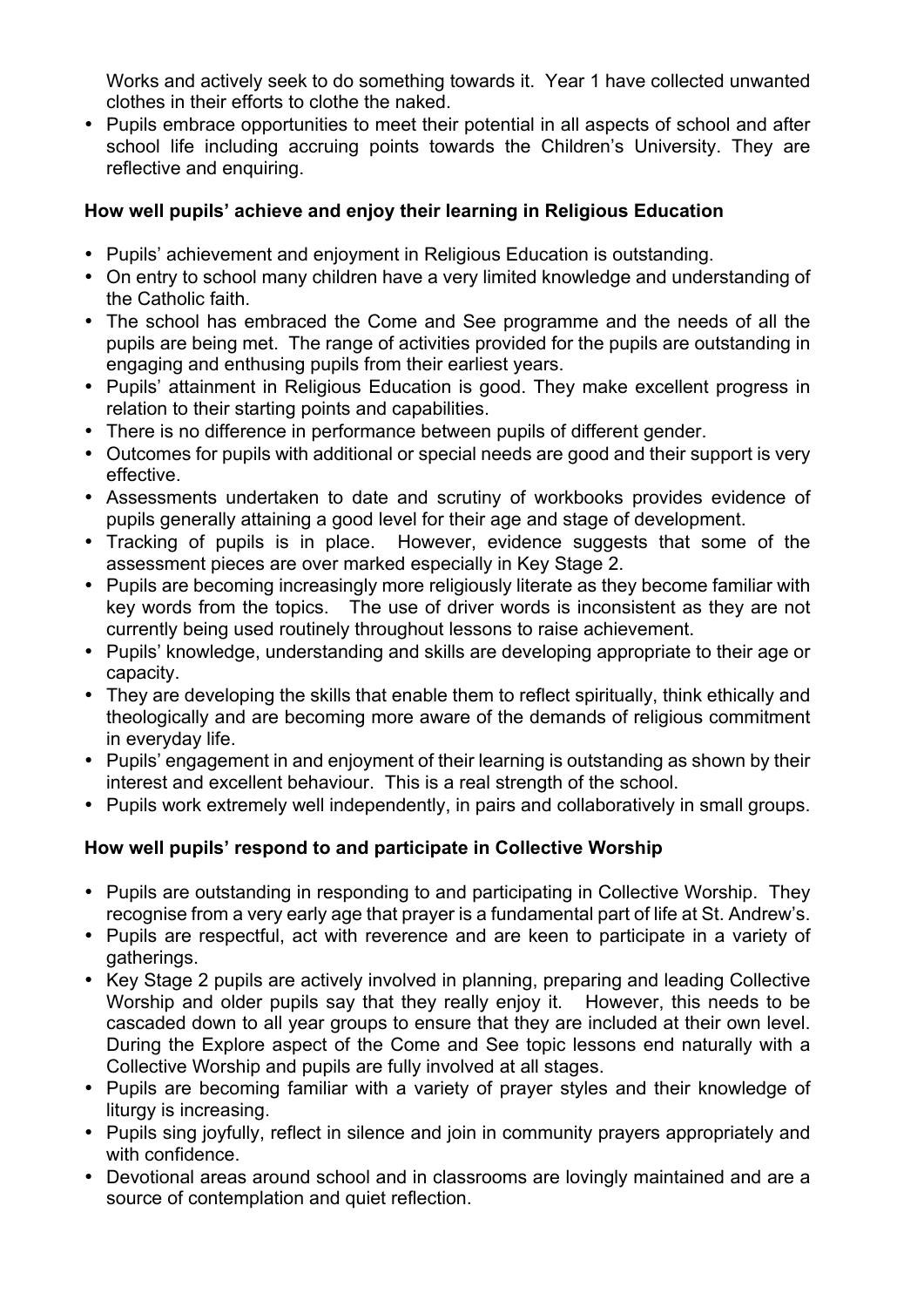Works and actively seek to do something towards it. Year 1 have collected unwanted clothes in their efforts to clothe the naked.

- Pupils embrace opportunities to meet their potential in all aspects of school and after school life including accruing points towards the Children's University. They are reflective and enquiring.

**How well pupils' achieve and enjoy their learning in Religious Education**

- Pupils' achievement and enjoyment in Religious Education is outstanding.
- On entry to school many children have a very limited knowledge and understanding of the Catholic faith.
- The school has embraced the Come and See programme and the needs of all the pupils are being met. The range of activities provided for the pupils are outstanding in engaging and enthusing pupils from their earliest years.
- Pupils' attainment in Religious Education is good. They make excellent progress in relation to their starting points and capabilities.
- There is no difference in performance between pupils of different gender.
- Outcomes for pupils with additional or special needs are good and their support is very effective.
- Assessments undertaken to date and scrutiny of workbooks provides evidence of pupils generally attaining a good level for their age and stage of development.
- Tracking of pupils is in place. However, evidence suggests that some of the assessment pieces are over marked especially in Key Stage 2.
- Pupils are becoming increasingly more religiously literate as they become familiar with key words from the topics. The use of driver words is inconsistent as they are not currently being used routinely throughout lessons to raise achievement.
- Pupils' knowledge, understanding and skills are developing appropriate to their age or capacity.
- They are developing the skills that enable them to reflect spiritually, think ethically and theologically and are becoming more aware of the demands of religious commitment in everyday life.
- Pupils' engagement in and enjoyment of their learning is outstanding as shown by their interest and excellent behaviour. This is a real strength of the school.
- Pupils work extremely well independently, in pairs and collaboratively in small groups.

**How well pupils' respond to and participate in Collective Worship**

- Pupils are outstanding in responding to and participating in Collective Worship. They recognise from a very early age that prayer is a fundamental part of life at St. Andrew's.
- Pupils are respectful, act with reverence and are keen to participate in a variety of gatherings.
- Key Stage 2 pupils are actively involved in planning, preparing and leading Collective Worship and older pupils say that they really enjoy it. However, this needs to be cascaded down to all year groups to ensure that they are included at their own level. During the Explore aspect of the Come and See topic lessons end naturally with a Collective Worship and pupils are fully involved at all stages.
- Pupils are becoming familiar with a variety of prayer styles and their knowledge of liturgy is increasing.
- Pupils sing joyfully, reflect in silence and join in community prayers appropriately and with confidence.
- Devotional areas around school and in classrooms are lovingly maintained and are a source of contemplation and quiet reflection.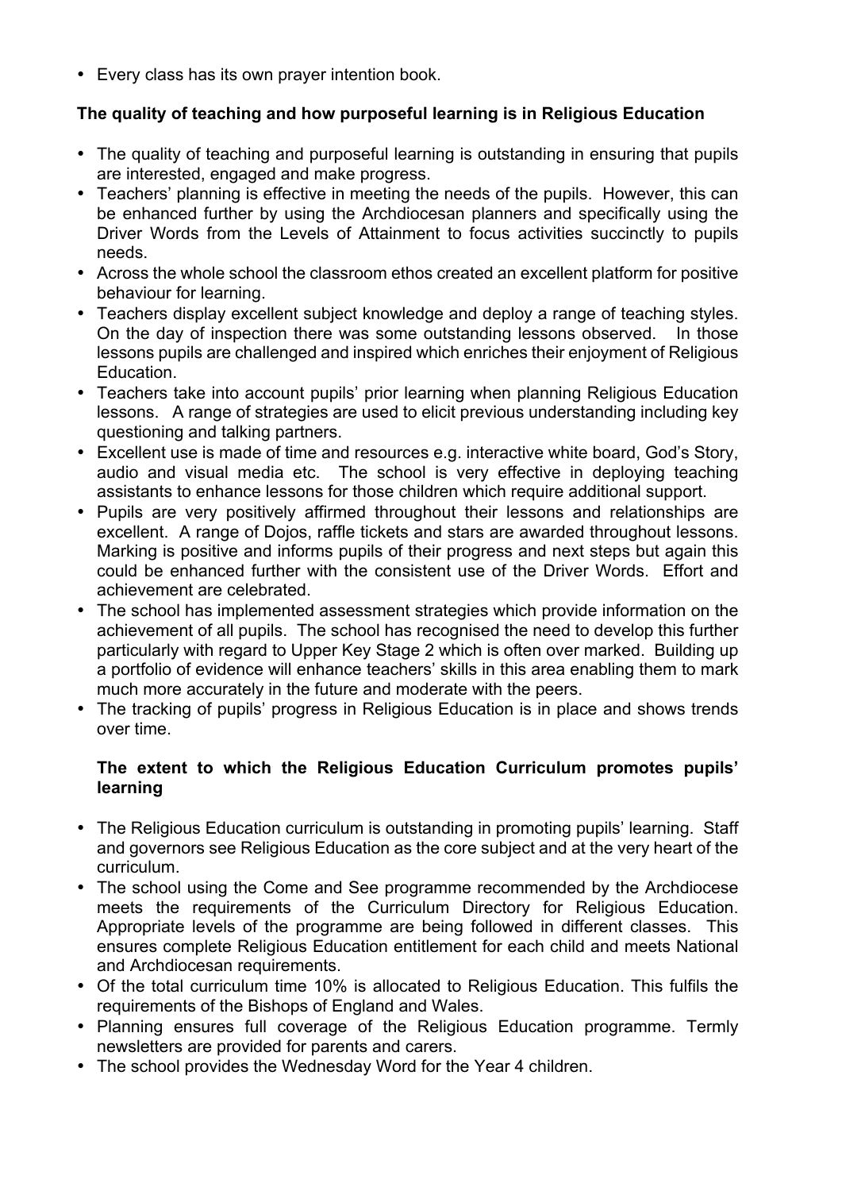- Every class has its own prayer intention book.

**The quality of teaching and how purposeful learning is in Religious Education**

- The quality of teaching and purposeful learning is outstanding in ensuring that pupils are interested, engaged and make progress.
- Teachers' planning is effective in meeting the needs of the pupils. However, this can be enhanced further by using the Archdiocesan planners and specifically using the Driver Words from the Levels of Attainment to focus activities succinctly to pupils needs.
- Across the whole school the classroom ethos created an excellent platform for positive behaviour for learning.
- Teachers display excellent subject knowledge and deploy a range of teaching styles. On the day of inspection there was some outstanding lessons observed. In those lessons pupils are challenged and inspired which enriches their enjoyment of Religious Education.
- Teachers take into account pupils' prior learning when planning Religious Education lessons. A range of strategies are used to elicit previous understanding including key questioning and talking partners.
- Excellent use is made of time and resources e.g. interactive white board, God's Story, audio and visual media etc. The school is very effective in deploying teaching assistants to enhance lessons for those children which require additional support.
- Pupils are very positively affirmed throughout their lessons and relationships are excellent. A range of Dojos, raffle tickets and stars are awarded throughout lessons. Marking is positive and informs pupils of their progress and next steps but again this could be enhanced further with the consistent use of the Driver Words. Effort and achievement are celebrated.
- The school has implemented assessment strategies which provide information on the achievement of all pupils. The school has recognised the need to develop this further particularly with regard to Upper Key Stage 2 which is often over marked. Building up a portfolio of evidence will enhance teachers' skills in this area enabling them to mark much more accurately in the future and moderate with the peers.
- The tracking of pupils' progress in Religious Education is in place and shows trends over time.

**The extent to which the Religious Education Curriculum promotes pupils' learning**

- The Religious Education curriculum is outstanding in promoting pupils' learning. Staff and governors see Religious Education as the core subject and at the very heart of the curriculum.
- The school using the Come and See programme recommended by the Archdiocese meets the requirements of the Curriculum Directory for Religious Education. Appropriate levels of the programme are being followed in different classes. This ensures complete Religious Education entitlement for each child and meets National and Archdiocesan requirements.
- Of the total curriculum time 10% is allocated to Religious Education. This fulfils the requirements of the Bishops of England and Wales.
- Planning ensures full coverage of the Religious Education programme. Termly newsletters are provided for parents and carers.
- The school provides the Wednesday Word for the Year 4 children.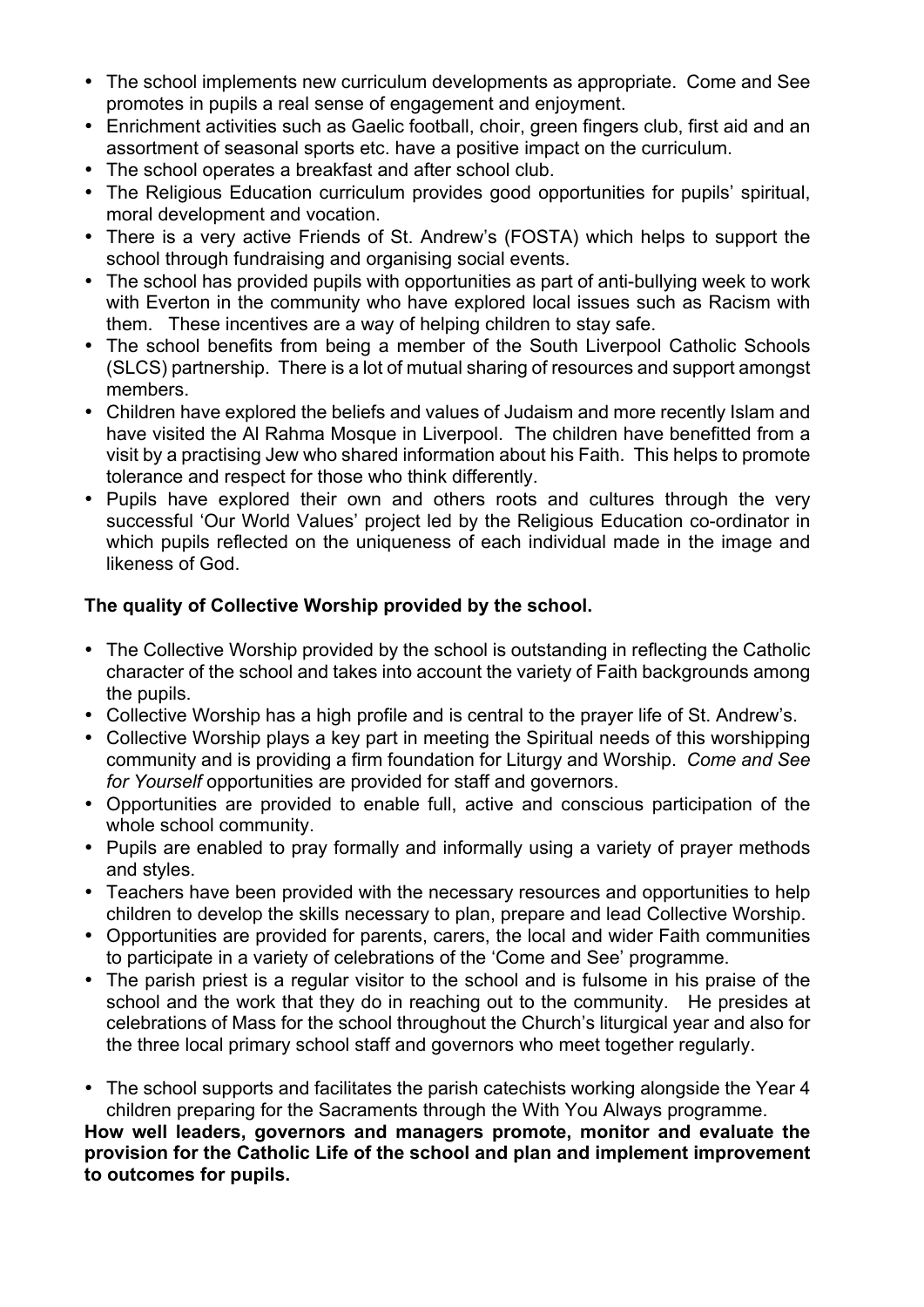- The school implements new curriculum developments as appropriate. Come and See promotes in pupils a real sense of engagement and enjoyment.
- Enrichment activities such as Gaelic football, choir, green fingers club, first aid and an assortment of seasonal sports etc. have a positive impact on the curriculum.
- The school operates a breakfast and after school club.
- The Religious Education curriculum provides good opportunities for pupils' spiritual, moral development and vocation.
- There is a very active Friends of St. Andrew's (FOSTA) which helps to support the school through fundraising and organising social events.
- The school has provided pupils with opportunities as part of anti-bullying week to work with Everton in the community who have explored local issues such as Racism with them. These incentives are a way of helping children to stay safe.
- The school benefits from being a member of the South Liverpool Catholic Schools (SLCS) partnership. There is a lot of mutual sharing of resources and support amongst members.
- Children have explored the beliefs and values of Judaism and more recently Islam and have visited the Al Rahma Mosque in Liverpool. The children have benefitted from a visit by a practising Jew who shared information about his Faith. This helps to promote tolerance and respect for those who think differently.
- Pupils have explored their own and others roots and cultures through the very successful 'Our World Values' project led by the Religious Education co-ordinator in which pupils reflected on the uniqueness of each individual made in the image and likeness of God.

**The quality of Collective Worship provided by the school.**

- The Collective Worship provided by the school is outstanding in reflecting the Catholic character of the school and takes into account the variety of Faith backgrounds among the pupils.
- Collective Worship has a high profile and is central to the prayer life of St. Andrew's.
- Collective Worship plays a key part in meeting the Spiritual needs of this worshipping community and is providing a firm foundation for Liturgy and Worship. *Come and See for Yourself* opportunities are provided for staff and governors.
- Opportunities are provided to enable full, active and conscious participation of the whole school community.
- Pupils are enabled to pray formally and informally using a variety of prayer methods and styles.
- Teachers have been provided with the necessary resources and opportunities to help children to develop the skills necessary to plan, prepare and lead Collective Worship.
- Opportunities are provided for parents, carers, the local and wider Faith communities to participate in a variety of celebrations of the 'Come and See' programme.
- The parish priest is a regular visitor to the school and is fulsome in his praise of the school and the work that they do in reaching out to the community. He presides at celebrations of Mass for the school throughout the Church's liturgical year and also for the three local primary school staff and governors who meet together regularly.
- The school supports and facilitates the parish catechists working alongside the Year 4 children preparing for the Sacraments through the With You Always programme.

**How well leaders, governors and managers promote, monitor and evaluate the provision for the Catholic Life of the school and plan and implement improvement to outcomes for pupils.**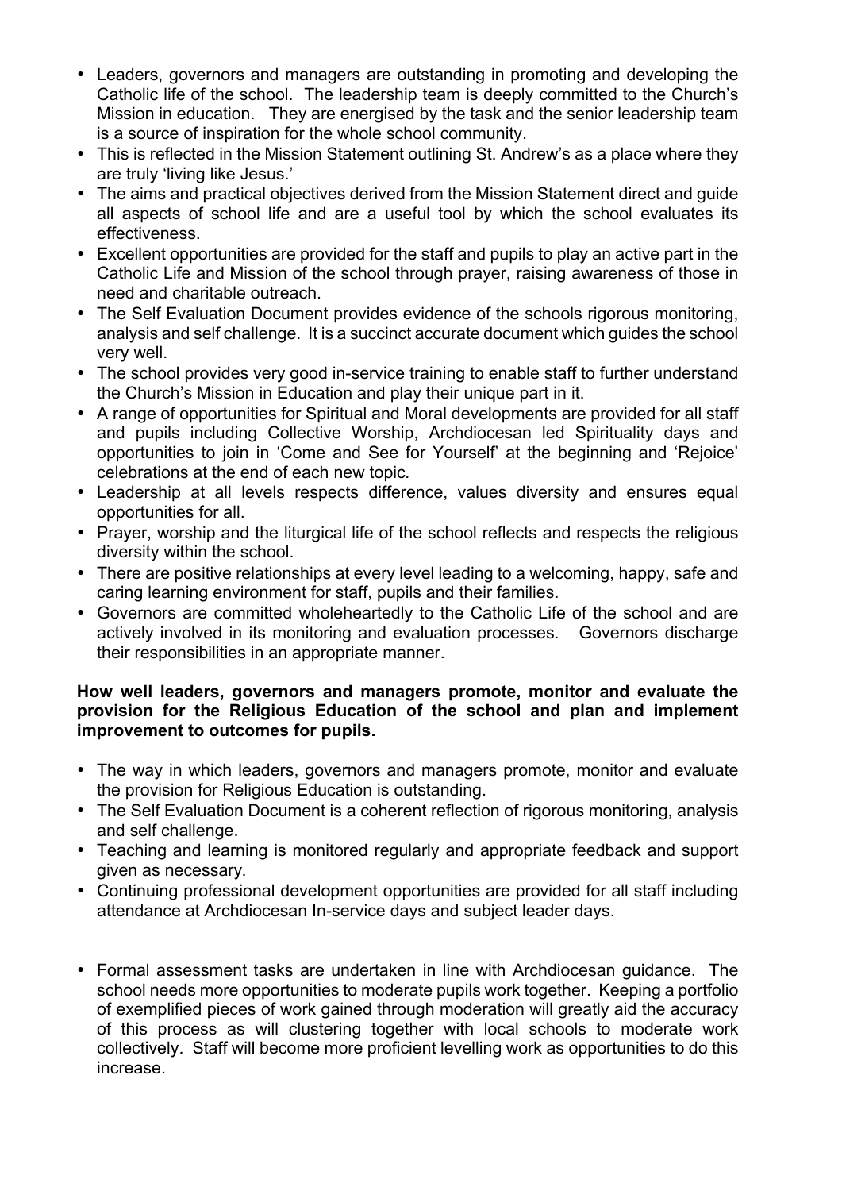- Leaders, governors and managers are outstanding in promoting and developing the Catholic life of the school. The leadership team is deeply committed to the Church's Mission in education. They are energised by the task and the senior leadership team is a source of inspiration for the whole school community.
- This is reflected in the Mission Statement outlining St. Andrew's as a place where they are truly 'living like Jesus.'
- The aims and practical objectives derived from the Mission Statement direct and guide all aspects of school life and are a useful tool by which the school evaluates its effectiveness.
- Excellent opportunities are provided for the staff and pupils to play an active part in the Catholic Life and Mission of the school through prayer, raising awareness of those in need and charitable outreach.
- The Self Evaluation Document provides evidence of the schools rigorous monitoring, analysis and self challenge. It is a succinct accurate document which guides the school very well.
- The school provides very good in-service training to enable staff to further understand the Church's Mission in Education and play their unique part in it.
- A range of opportunities for Spiritual and Moral developments are provided for all staff and pupils including Collective Worship, Archdiocesan led Spirituality days and opportunities to join in 'Come and See for Yourself' at the beginning and 'Rejoice' celebrations at the end of each new topic.
- Leadership at all levels respects difference, values diversity and ensures equal opportunities for all.
- Prayer, worship and the liturgical life of the school reflects and respects the religious diversity within the school.
- There are positive relationships at every level leading to a welcoming, happy, safe and caring learning environment for staff, pupils and their families.
- Governors are committed wholeheartedly to the Catholic Life of the school and are actively involved in its monitoring and evaluation processes. Governors discharge their responsibilities in an appropriate manner.

**How well leaders, governors and managers promote, monitor and evaluate the provision for the Religious Education of the school and plan and implement improvement to outcomes for pupils.**

- The way in which leaders, governors and managers promote, monitor and evaluate the provision for Religious Education is outstanding.
- The Self Evaluation Document is a coherent reflection of rigorous monitoring, analysis and self challenge.
- Teaching and learning is monitored regularly and appropriate feedback and support given as necessary.
- Continuing professional development opportunities are provided for all staff including attendance at Archdiocesan In-service days and subject leader days.

- Formal assessment tasks are undertaken in line with Archdiocesan guidance. The school needs more opportunities to moderate pupils work together. Keeping a portfolio of exemplified pieces of work gained through moderation will greatly aid the accuracy of this process as will clustering together with local schools to moderate work collectively. Staff will become more proficient levelling work as opportunities to do this increase.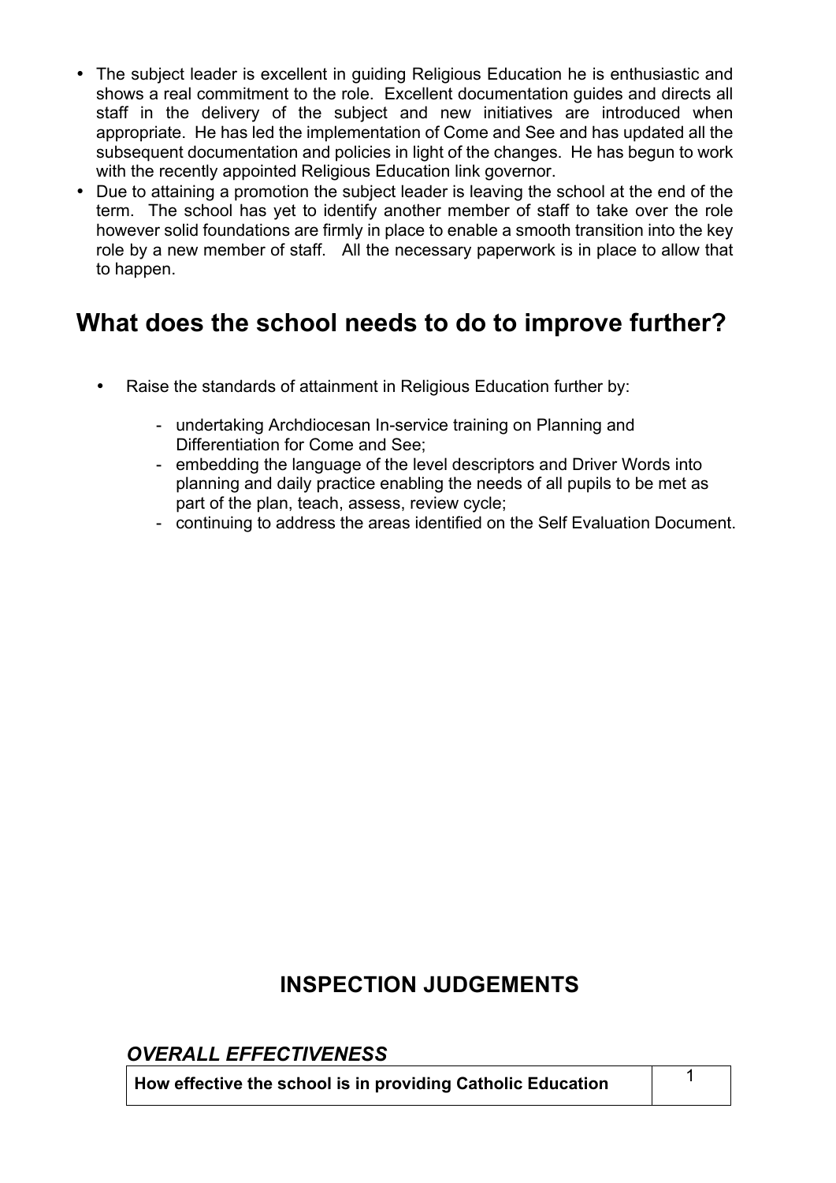- The subject leader is excellent in guiding Religious Education he is enthusiastic and shows a real commitment to the role. Excellent documentation guides and directs all staff in the delivery of the subject and new initiatives are introduced when appropriate. He has led the implementation of Come and See and has updated all the subsequent documentation and policies in light of the changes. He has begun to work with the recently appointed Religious Education link governor.
- Due to attaining a promotion the subject leader is leaving the school at the end of the term. The school has yet to identify another member of staff to take over the role however solid foundations are firmly in place to enable a smooth transition into the key role by a new member of staff. All the necessary paperwork is in place to allow that to happen.

## What does the school needs to do to improve further?

- Raise the standards of attainment in Religious Education further by:
  - undertaking Archdiocesan In-service training on Planning and Differentiation for Come and See;
  - embedding the language of the level descriptors and Driver Words into planning and daily practice enabling the needs of all pupils to be met as part of the plan, teach, assess, review cycle;
  - continuing to address the areas identified on the Self Evaluation Document.

## INSPECTION JUDGEMENTS

### *OVERALL EFFECTIVENESS*

| | |
|---|---|
| **How effective the school is in providing Catholic Education** | 1 |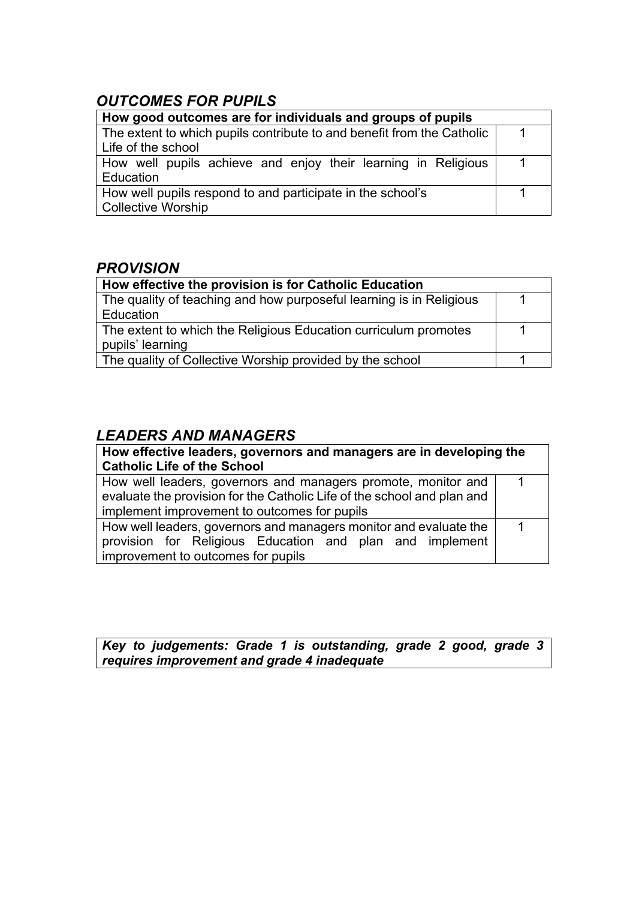## *OUTCOMES FOR PUPILS*

| **How good outcomes are for individuals and groups of pupils** | |
|---|---|
| The extent to which pupils contribute to and benefit from the Catholic Life of the school | 1 |
| How well pupils achieve and enjoy their learning in Religious Education | 1 |
| How well pupils respond to and participate in the school's Collective Worship | 1 |

## *PROVISION*

| **How effective the provision is for Catholic Education** | |
|---|---|
| The quality of teaching and how purposeful learning is in Religious Education | 1 |
| The extent to which the Religious Education curriculum promotes pupils' learning | 1 |
| The quality of Collective Worship provided by the school | 1 |

## *LEADERS AND MANAGERS*

| **How effective leaders, governors and managers are in developing the Catholic Life of the School** | |
|---|---|
| How well leaders, governors and managers promote, monitor and evaluate the provision for the Catholic Life of the school and plan and implement improvement to outcomes for pupils | 1 |
| How well leaders, governors and managers monitor and evaluate the provision for Religious Education and plan and implement improvement to outcomes for pupils | 1 |

***Key to judgements: Grade 1 is outstanding, grade 2 good, grade 3 requires improvement and grade 4 inadequate***